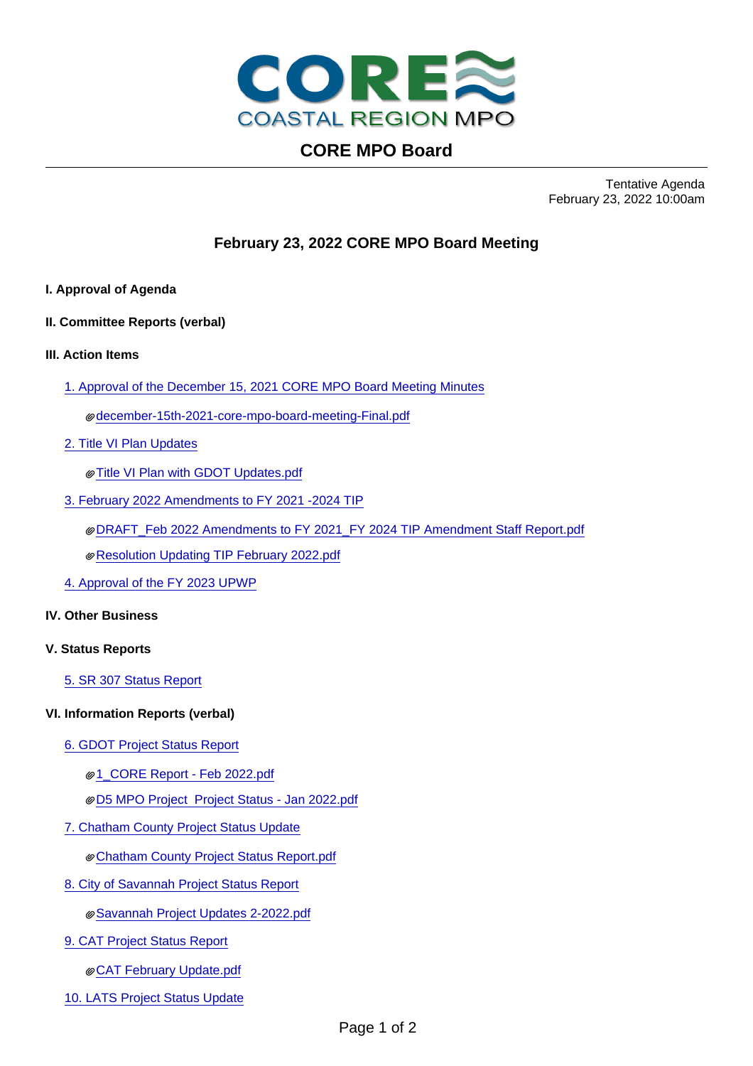CORE COASTAL REGION MPO

# CORE MPO Board

Tentative Agenda
February 23, 2022 10:00am

## February 23, 2022 CORE MPO Board Meeting

**I. Approval of Agenda**

**II. Committee Reports (verbal)**

**III. Action Items**

1. Approval of the December 15, 2021 CORE MPO Board Meeting Minutes
   - december-15th-2021-core-mpo-board-meeting-Final.pdf
2. Title VI Plan Updates
   - Title VI Plan with GDOT Updates.pdf
3. February 2022 Amendments to FY 2021 -2024 TIP
   - DRAFT_Feb 2022 Amendments to FY 2021_FY 2024 TIP Amendment Staff Report.pdf
   - Resolution Updating TIP February 2022.pdf
4. Approval of the FY 2023 UPWP

**IV. Other Business**

**V. Status Reports**

5. SR 307 Status Report

**VI. Information Reports (verbal)**

6. GDOT Project Status Report
   - 1_CORE Report - Feb 2022.pdf
   - D5 MPO Project  Project Status - Jan 2022.pdf
7. Chatham County Project Status Update
   - Chatham County Project Status Report.pdf
8. City of Savannah Project Status Report
   - Savannah Project Updates 2-2022.pdf
9. CAT Project Status Report
   - CAT February Update.pdf
10. LATS Project Status Update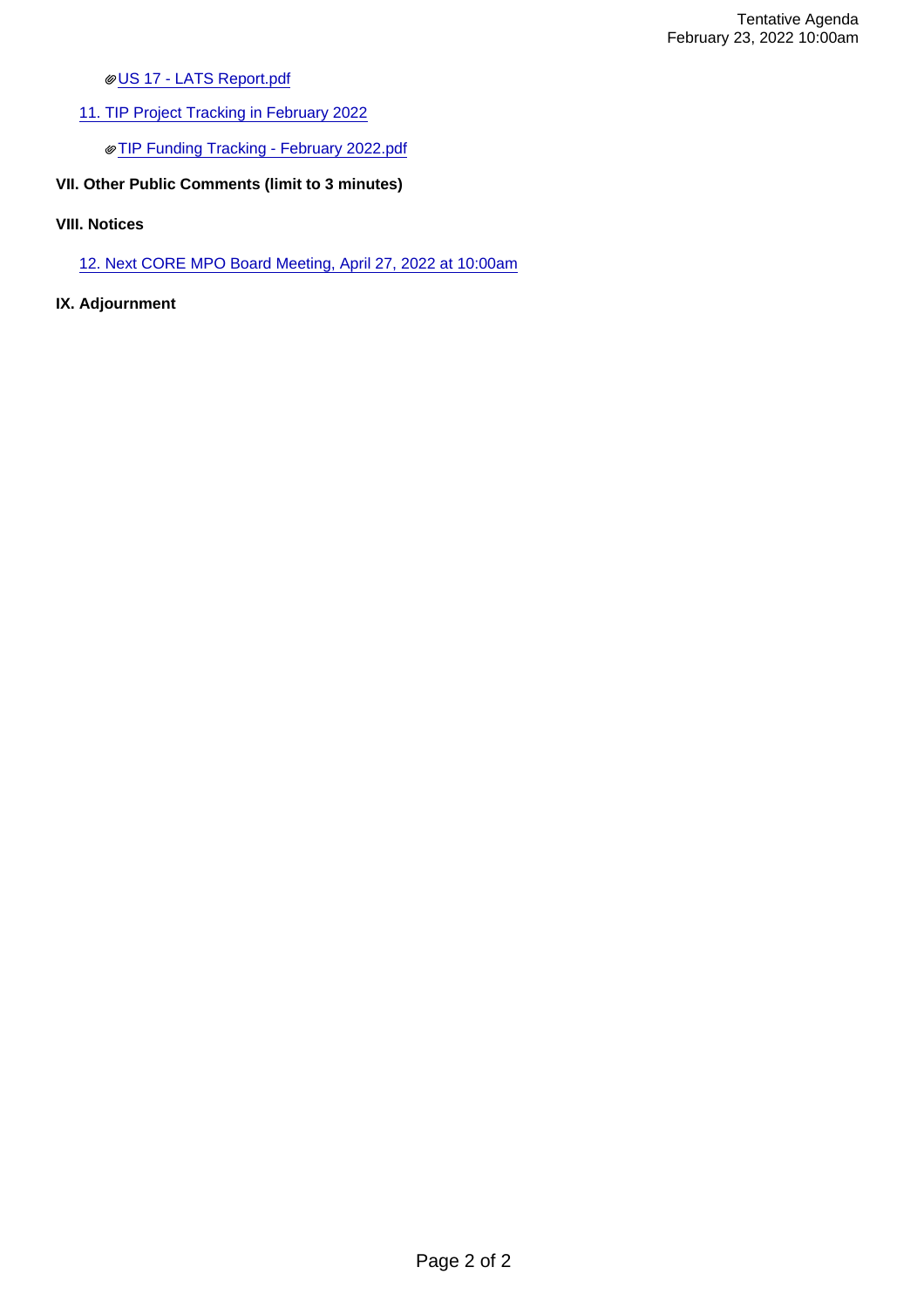US 17 - LATS Report.pdf

11. TIP Project Tracking in February 2022

TIP Funding Tracking - February 2022.pdf

**VII. Other Public Comments (limit to 3 minutes)**

**VIII. Notices**

12. Next CORE MPO Board Meeting, April 27, 2022 at 10:00am

**IX. Adjournment**